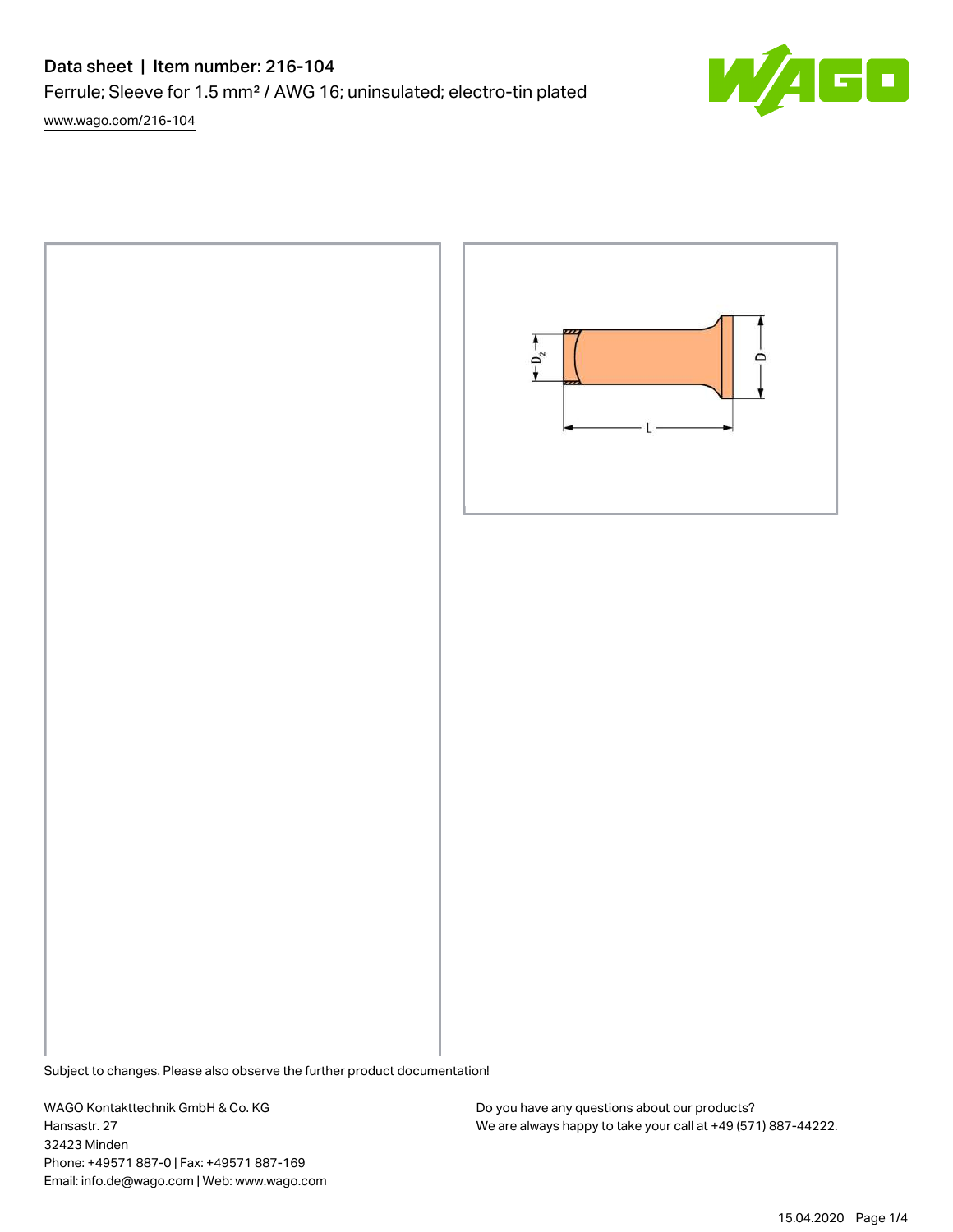# Data sheet | Item number: 216-104

Ferrule; Sleeve for 1.5 mm² / AWG 16; uninsulated; electro-tin plated

www.wago.com/216-104

Subject to changes. Please also observe the further product documentation!

WAGO Kontakttechnik GmbH & Co. KG
Hansastr. 27
32423 Minden
Phone: +49571 887-0 | Fax: +49571 887-169
Email: info.de@wago.com | Web: www.wago.com

Do you have any questions about our products?
We are always happy to take your call at +49 (571) 887-44222.

15.04.2020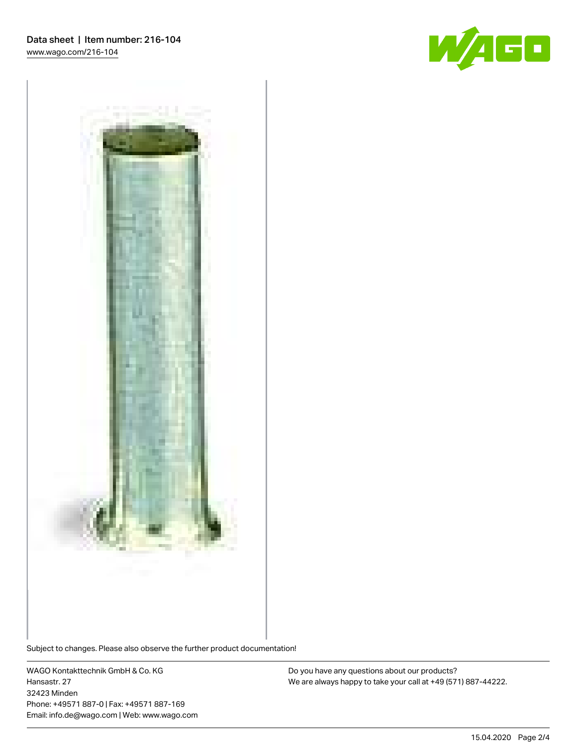Subject to changes. Please also observe the further product documentation!

WAGO Kontakttechnik GmbH & Co. KG
Hansastr. 27
32423 Minden
Phone: +49571 887-0 | Fax: +49571 887-169
Email: info.de@wago.com | Web: www.wago.com

Do you have any questions about our products?
We are always happy to take your call at +49 (571) 887-44222.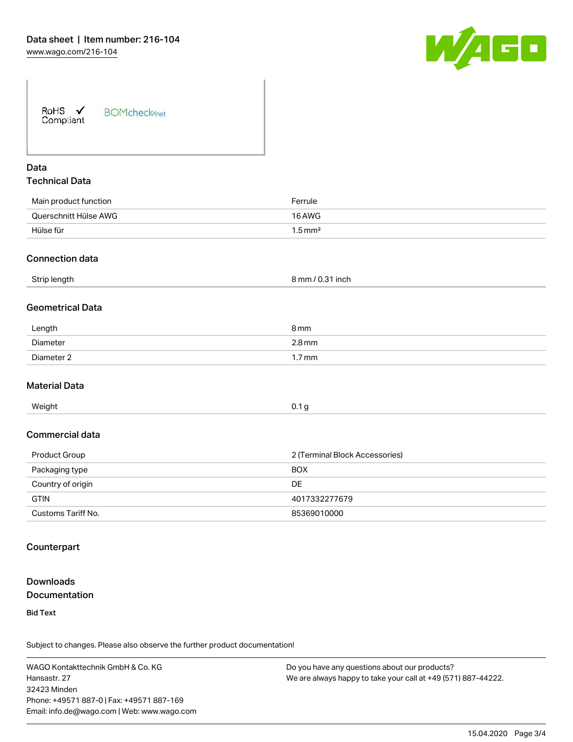RoHS ✓ Compliant BOMcheck.net

## Data

### Technical Data

| | |
|---|---|
| Main product function | Ferrule |
| Querschnitt Hülse AWG | 16 AWG |
| Hülse für | 1.5 mm² |

### Connection data

| | |
|---|---|
| Strip length | 8 mm / 0.31 inch |

### Geometrical Data

| | |
|---|---|
| Length | 8 mm |
| Diameter | 2.8 mm |
| Diameter 2 | 1.7 mm |

### Material Data

| | |
|---|---|
| Weight | 0.1 g |

### Commercial data

| | |
|---|---|
| Product Group | 2 (Terminal Block Accessories) |
| Packaging type | BOX |
| Country of origin | DE |
| GTIN | 4017332277679 |
| Customs Tariff No. | 85369010000 |

## Counterpart

## Downloads

### Documentation

**Bid Text**

Subject to changes. Please also observe the further product documentation!

WAGO Kontakttechnik GmbH & Co. KG
Hansastr. 27
32423 Minden
Phone: +49571 887-0 | Fax: +49571 887-169
Email: info.de@wago.com | Web: www.wago.com

Do you have any questions about our products?
We are always happy to take your call at +49 (571) 887-44222.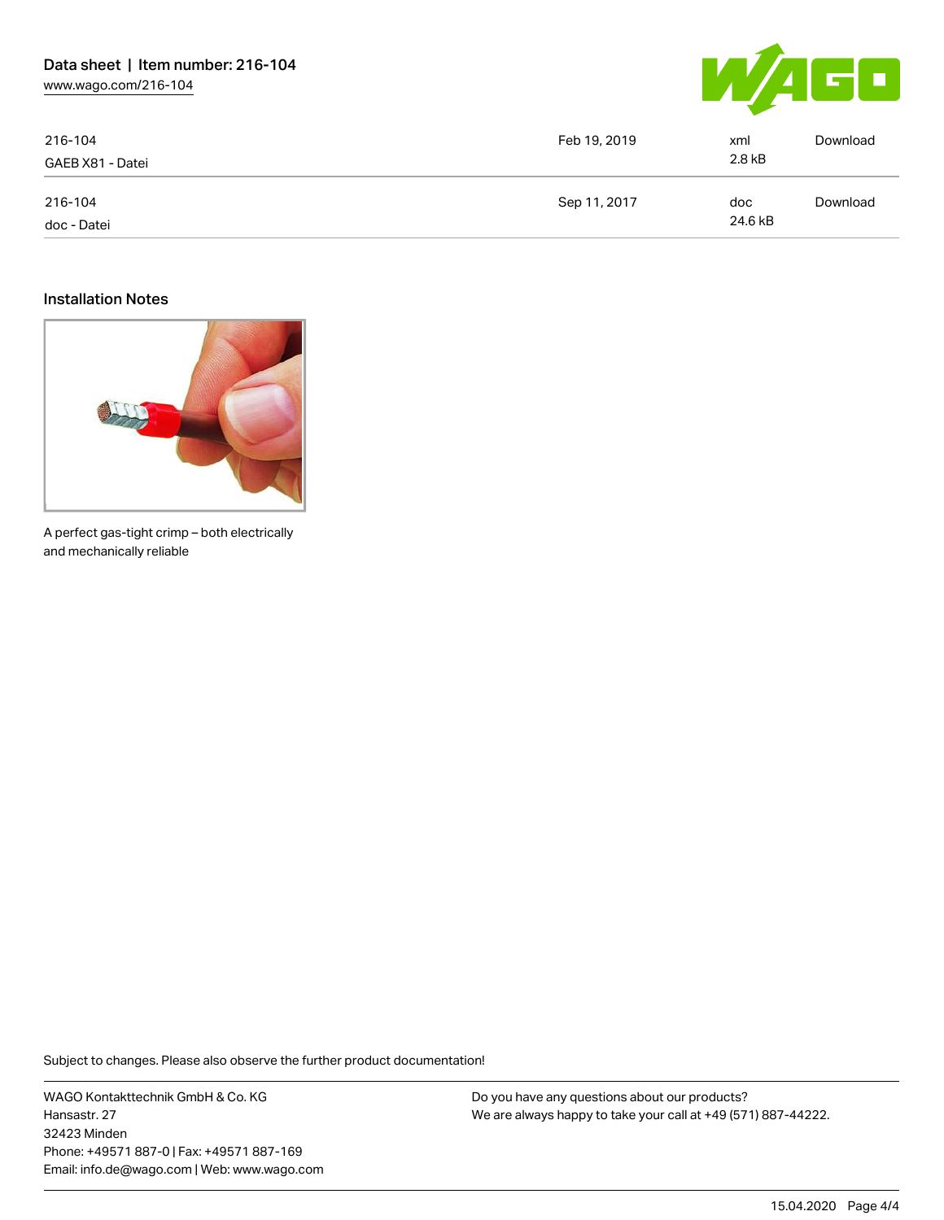| | | | |
|---|---|---|---|
| 216-104<br>GAEB X81 - Datei | Feb 19, 2019 | xml<br>2.8 kB | Download |
| 216-104<br>doc - Datei | Sep 11, 2017 | doc<br>24.6 kB | Download |

## Installation Notes

A perfect gas-tight crimp – both electrically and mechanically reliable

Subject to changes. Please also observe the further product documentation!

WAGO Kontakttechnik GmbH & Co. KG
Hansastr. 27
32423 Minden
Phone: +49571 887-0 | Fax: +49571 887-169
Email: info.de@wago.com | Web: www.wago.com

Do you have any questions about our products?
We are always happy to take your call at +49 (571) 887-44222.

15.04.2020